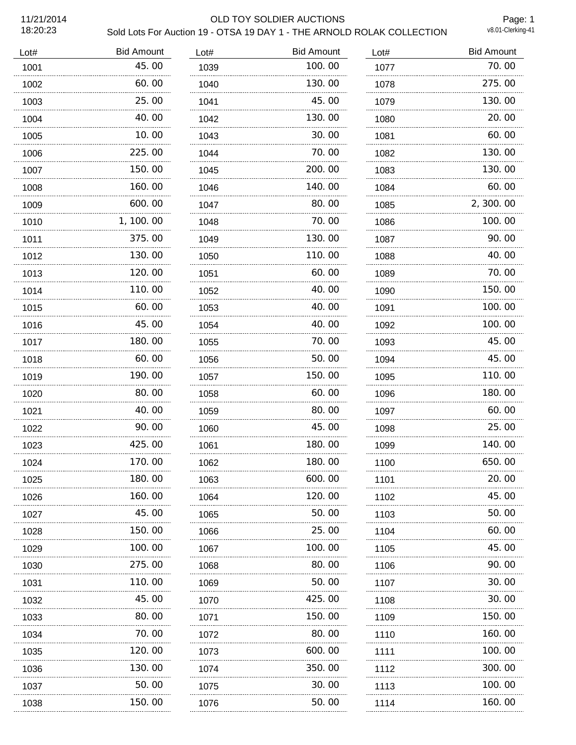# OLD TOY SOLDIER AUCTIONS

## Sold Lots For Auction 19 - OTSA 19 DAY 1 - THE ARNOLD ROLAK COLLECTION

11/21/2014
18:20:23

v8.01-Clerking-41

| Lot# | Bid Amount |
|---|---|
| 1001 | 45.00 |
| 1002 | 60.00 |
| 1003 | 25.00 |
| 1004 | 40.00 |
| 1005 | 10.00 |
| 1006 | 225.00 |
| 1007 | 150.00 |
| 1008 | 160.00 |
| 1009 | 600.00 |
| 1010 | 1,100.00 |
| 1011 | 375.00 |
| 1012 | 130.00 |
| 1013 | 120.00 |
| 1014 | 110.00 |
| 1015 | 60.00 |
| 1016 | 45.00 |
| 1017 | 180.00 |
| 1018 | 60.00 |
| 1019 | 190.00 |
| 1020 | 80.00 |
| 1021 | 40.00 |
| 1022 | 90.00 |
| 1023 | 425.00 |
| 1024 | 170.00 |
| 1025 | 180.00 |
| 1026 | 160.00 |
| 1027 | 45.00 |
| 1028 | 150.00 |
| 1029 | 100.00 |
| 1030 | 275.00 |
| 1031 | 110.00 |
| 1032 | 45.00 |
| 1033 | 80.00 |
| 1034 | 70.00 |
| 1035 | 120.00 |
| 1036 | 130.00 |
| 1037 | 50.00 |
| 1038 | 150.00 |
| 1039 | 100.00 |
| 1040 | 130.00 |
| 1041 | 45.00 |
| 1042 | 130.00 |
| 1043 | 30.00 |
| 1044 | 70.00 |
| 1045 | 200.00 |
| 1046 | 140.00 |
| 1047 | 80.00 |
| 1048 | 70.00 |
| 1049 | 130.00 |
| 1050 | 110.00 |
| 1051 | 60.00 |
| 1052 | 40.00 |
| 1053 | 40.00 |
| 1054 | 40.00 |
| 1055 | 70.00 |
| 1056 | 50.00 |
| 1057 | 150.00 |
| 1058 | 60.00 |
| 1059 | 80.00 |
| 1060 | 45.00 |
| 1061 | 180.00 |
| 1062 | 180.00 |
| 1063 | 600.00 |
| 1064 | 120.00 |
| 1065 | 50.00 |
| 1066 | 25.00 |
| 1067 | 100.00 |
| 1068 | 80.00 |
| 1069 | 50.00 |
| 1070 | 425.00 |
| 1071 | 150.00 |
| 1072 | 80.00 |
| 1073 | 600.00 |
| 1074 | 350.00 |
| 1075 | 30.00 |
| 1076 | 50.00 |
| 1077 | 70.00 |
| 1078 | 275.00 |
| 1079 | 130.00 |
| 1080 | 20.00 |
| 1081 | 60.00 |
| 1082 | 130.00 |
| 1083 | 130.00 |
| 1084 | 60.00 |
| 1085 | 2,300.00 |
| 1086 | 100.00 |
| 1087 | 90.00 |
| 1088 | 40.00 |
| 1089 | 70.00 |
| 1090 | 150.00 |
| 1091 | 100.00 |
| 1092 | 100.00 |
| 1093 | 45.00 |
| 1094 | 45.00 |
| 1095 | 110.00 |
| 1096 | 180.00 |
| 1097 | 60.00 |
| 1098 | 25.00 |
| 1099 | 140.00 |
| 1100 | 650.00 |
| 1101 | 20.00 |
| 1102 | 45.00 |
| 1103 | 50.00 |
| 1104 | 60.00 |
| 1105 | 45.00 |
| 1106 | 90.00 |
| 1107 | 30.00 |
| 1108 | 30.00 |
| 1109 | 150.00 |
| 1110 | 160.00 |
| 1111 | 100.00 |
| 1112 | 300.00 |
| 1113 | 100.00 |
| 1114 | 160.00 |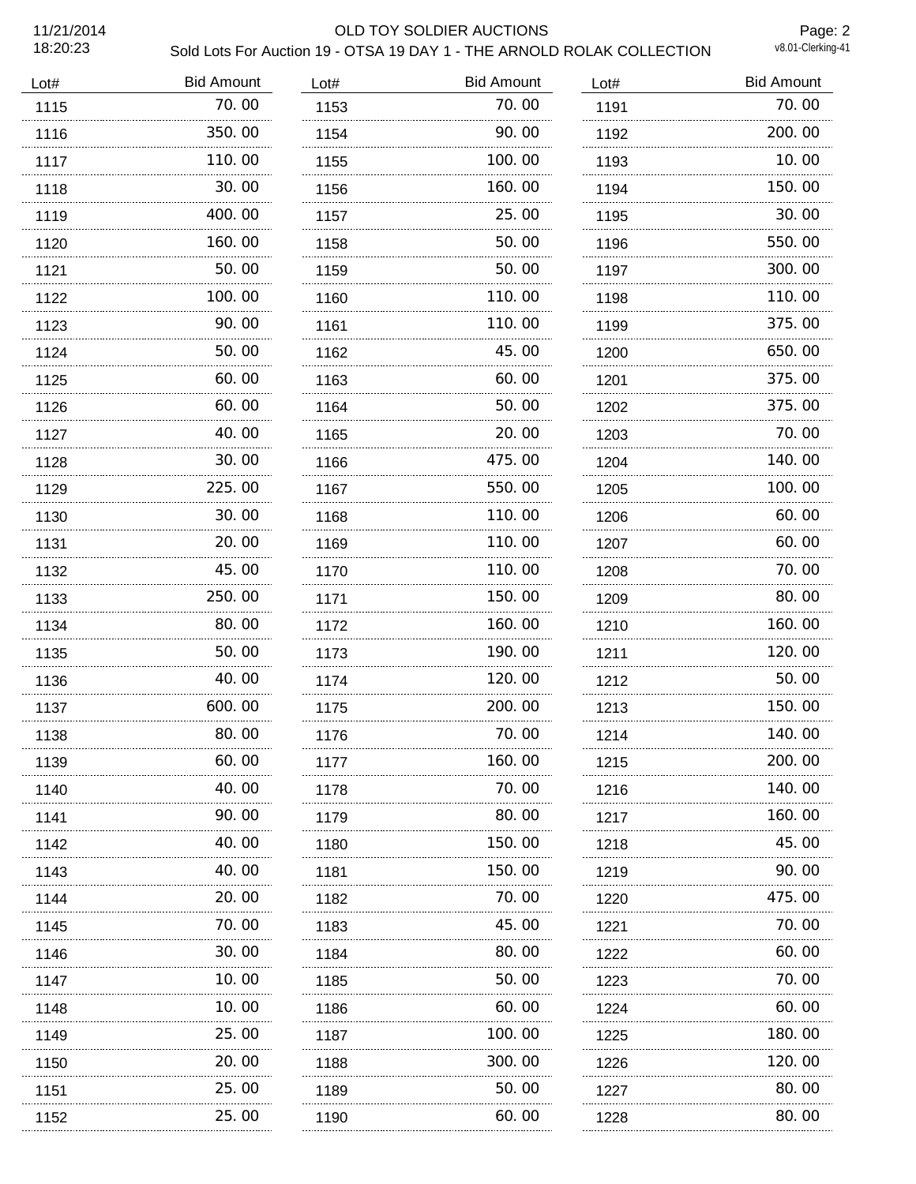| Lot# | Bid Amount |
|---|---|
| 1115 | 70.00 |
| 1116 | 350.00 |
| 1117 | 110.00 |
| 1118 | 30.00 |
| 1119 | 400.00 |
| 1120 | 160.00 |
| 1121 | 50.00 |
| 1122 | 100.00 |
| 1123 | 90.00 |
| 1124 | 50.00 |
| 1125 | 60.00 |
| 1126 | 60.00 |
| 1127 | 40.00 |
| 1128 | 30.00 |
| 1129 | 225.00 |
| 1130 | 30.00 |
| 1131 | 20.00 |
| 1132 | 45.00 |
| 1133 | 250.00 |
| 1134 | 80.00 |
| 1135 | 50.00 |
| 1136 | 40.00 |
| 1137 | 600.00 |
| 1138 | 80.00 |
| 1139 | 60.00 |
| 1140 | 40.00 |
| 1141 | 90.00 |
| 1142 | 40.00 |
| 1143 | 40.00 |
| 1144 | 20.00 |
| 1145 | 70.00 |
| 1146 | 30.00 |
| 1147 | 10.00 |
| 1148 | 10.00 |
| 1149 | 25.00 |
| 1150 | 20.00 |
| 1151 | 25.00 |
| 1152 | 25.00 |
| 1153 | 70.00 |
| 1154 | 90.00 |
| 1155 | 100.00 |
| 1156 | 160.00 |
| 1157 | 25.00 |
| 1158 | 50.00 |
| 1159 | 50.00 |
| 1160 | 110.00 |
| 1161 | 110.00 |
| 1162 | 45.00 |
| 1163 | 60.00 |
| 1164 | 50.00 |
| 1165 | 20.00 |
| 1166 | 475.00 |
| 1167 | 550.00 |
| 1168 | 110.00 |
| 1169 | 110.00 |
| 1170 | 110.00 |
| 1171 | 150.00 |
| 1172 | 160.00 |
| 1173 | 190.00 |
| 1174 | 120.00 |
| 1175 | 200.00 |
| 1176 | 70.00 |
| 1177 | 160.00 |
| 1178 | 70.00 |
| 1179 | 80.00 |
| 1180 | 150.00 |
| 1181 | 150.00 |
| 1182 | 70.00 |
| 1183 | 45.00 |
| 1184 | 80.00 |
| 1185 | 50.00 |
| 1186 | 60.00 |
| 1187 | 100.00 |
| 1188 | 300.00 |
| 1189 | 50.00 |
| 1190 | 60.00 |
| 1191 | 70.00 |
| 1192 | 200.00 |
| 1193 | 10.00 |
| 1194 | 150.00 |
| 1195 | 30.00 |
| 1196 | 550.00 |
| 1197 | 300.00 |
| 1198 | 110.00 |
| 1199 | 375.00 |
| 1200 | 650.00 |
| 1201 | 375.00 |
| 1202 | 375.00 |
| 1203 | 70.00 |
| 1204 | 140.00 |
| 1205 | 100.00 |
| 1206 | 60.00 |
| 1207 | 60.00 |
| 1208 | 70.00 |
| 1209 | 80.00 |
| 1210 | 160.00 |
| 1211 | 120.00 |
| 1212 | 50.00 |
| 1213 | 150.00 |
| 1214 | 140.00 |
| 1215 | 200.00 |
| 1216 | 140.00 |
| 1217 | 160.00 |
| 1218 | 45.00 |
| 1219 | 90.00 |
| 1220 | 475.00 |
| 1221 | 70.00 |
| 1222 | 60.00 |
| 1223 | 70.00 |
| 1224 | 60.00 |
| 1225 | 180.00 |
| 1226 | 120.00 |
| 1227 | 80.00 |
| 1228 | 80.00 |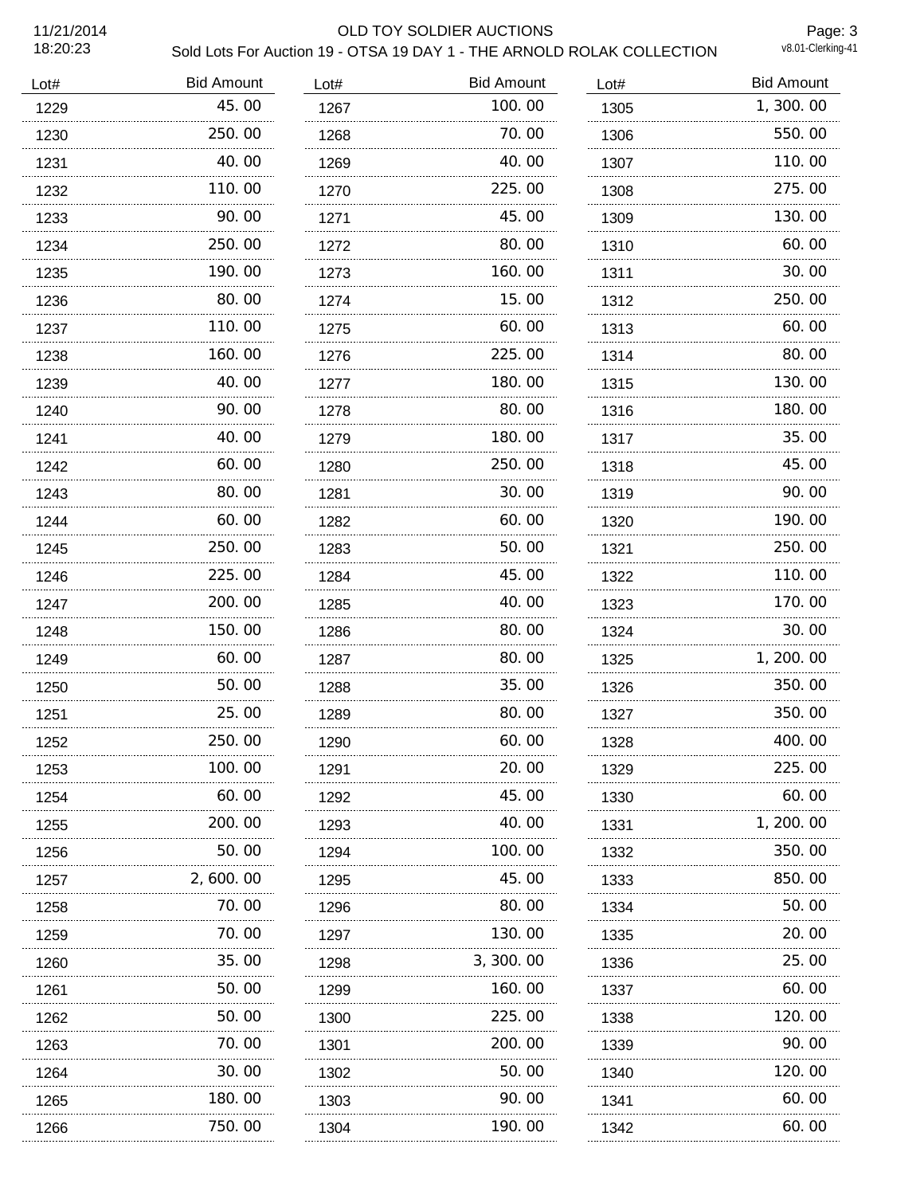# OLD TOY SOLDIER AUCTIONS

## Sold Lots For Auction 19 - OTSA 19 DAY 1 - THE ARNOLD ROLAK COLLECTION

11/21/2014 18:20:23

v8.01-Clerking-41

| Lot# | Bid Amount |
|---|---|
| 1229 | 45.00 |
| 1230 | 250.00 |
| 1231 | 40.00 |
| 1232 | 110.00 |
| 1233 | 90.00 |
| 1234 | 250.00 |
| 1235 | 190.00 |
| 1236 | 80.00 |
| 1237 | 110.00 |
| 1238 | 160.00 |
| 1239 | 40.00 |
| 1240 | 90.00 |
| 1241 | 40.00 |
| 1242 | 60.00 |
| 1243 | 80.00 |
| 1244 | 60.00 |
| 1245 | 250.00 |
| 1246 | 225.00 |
| 1247 | 200.00 |
| 1248 | 150.00 |
| 1249 | 60.00 |
| 1250 | 50.00 |
| 1251 | 25.00 |
| 1252 | 250.00 |
| 1253 | 100.00 |
| 1254 | 60.00 |
| 1255 | 200.00 |
| 1256 | 50.00 |
| 1257 | 2,600.00 |
| 1258 | 70.00 |
| 1259 | 70.00 |
| 1260 | 35.00 |
| 1261 | 50.00 |
| 1262 | 50.00 |
| 1263 | 70.00 |
| 1264 | 30.00 |
| 1265 | 180.00 |
| 1266 | 750.00 |
| 1267 | 100.00 |
| 1268 | 70.00 |
| 1269 | 40.00 |
| 1270 | 225.00 |
| 1271 | 45.00 |
| 1272 | 80.00 |
| 1273 | 160.00 |
| 1274 | 15.00 |
| 1275 | 60.00 |
| 1276 | 225.00 |
| 1277 | 180.00 |
| 1278 | 80.00 |
| 1279 | 180.00 |
| 1280 | 250.00 |
| 1281 | 30.00 |
| 1282 | 60.00 |
| 1283 | 50.00 |
| 1284 | 45.00 |
| 1285 | 40.00 |
| 1286 | 80.00 |
| 1287 | 80.00 |
| 1288 | 35.00 |
| 1289 | 80.00 |
| 1290 | 60.00 |
| 1291 | 20.00 |
| 1292 | 45.00 |
| 1293 | 40.00 |
| 1294 | 100.00 |
| 1295 | 45.00 |
| 1296 | 80.00 |
| 1297 | 130.00 |
| 1298 | 3,300.00 |
| 1299 | 160.00 |
| 1300 | 225.00 |
| 1301 | 200.00 |
| 1302 | 50.00 |
| 1303 | 90.00 |
| 1304 | 190.00 |
| 1305 | 1,300.00 |
| 1306 | 550.00 |
| 1307 | 110.00 |
| 1308 | 275.00 |
| 1309 | 130.00 |
| 1310 | 60.00 |
| 1311 | 30.00 |
| 1312 | 250.00 |
| 1313 | 60.00 |
| 1314 | 80.00 |
| 1315 | 130.00 |
| 1316 | 180.00 |
| 1317 | 35.00 |
| 1318 | 45.00 |
| 1319 | 90.00 |
| 1320 | 190.00 |
| 1321 | 250.00 |
| 1322 | 110.00 |
| 1323 | 170.00 |
| 1324 | 30.00 |
| 1325 | 1,200.00 |
| 1326 | 350.00 |
| 1327 | 350.00 |
| 1328 | 400.00 |
| 1329 | 225.00 |
| 1330 | 60.00 |
| 1331 | 1,200.00 |
| 1332 | 350.00 |
| 1333 | 850.00 |
| 1334 | 50.00 |
| 1335 | 20.00 |
| 1336 | 25.00 |
| 1337 | 60.00 |
| 1338 | 120.00 |
| 1339 | 90.00 |
| 1340 | 120.00 |
| 1341 | 60.00 |
| 1342 | 60.00 |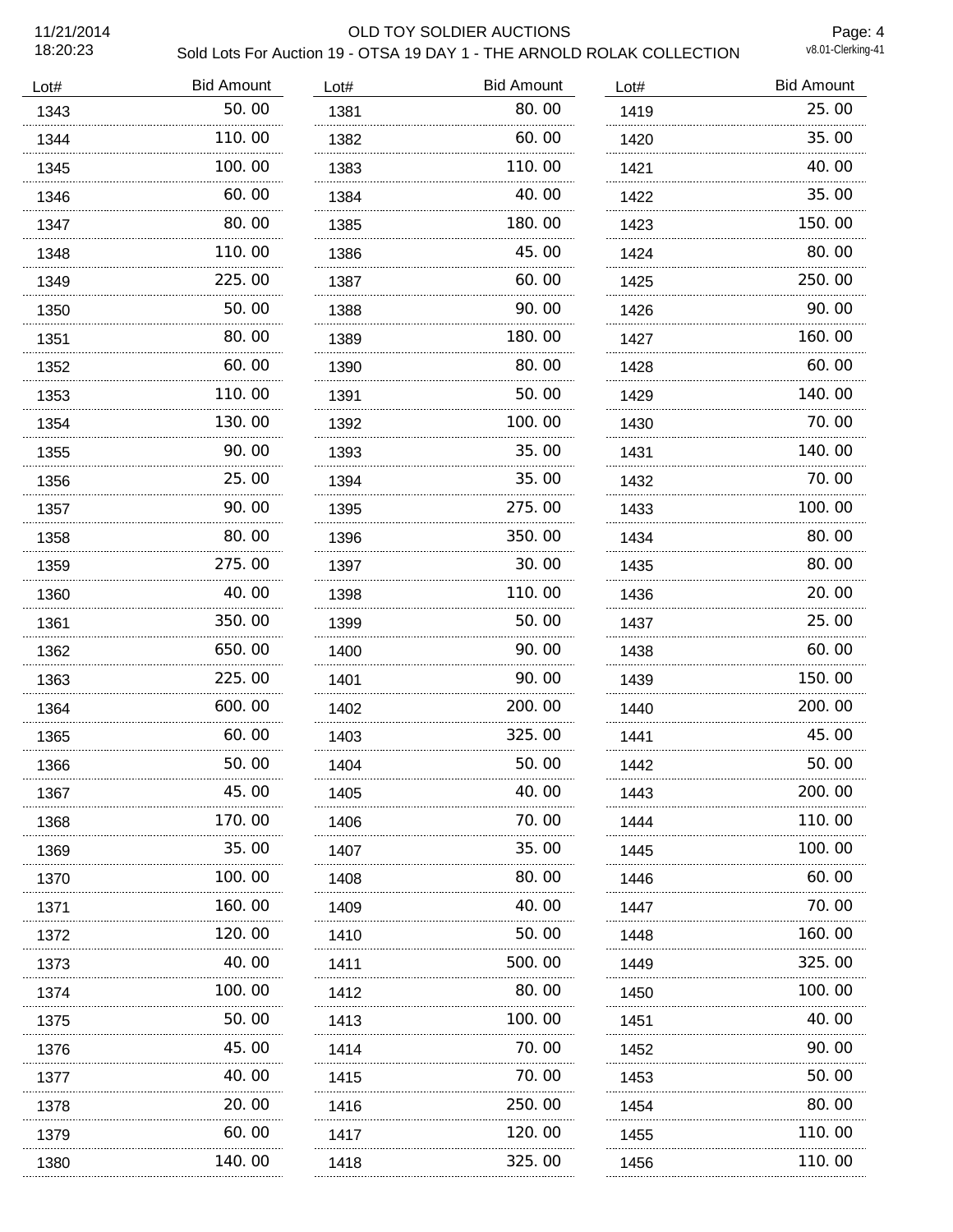# OLD TOY SOLDIER AUCTIONS

## Sold Lots For Auction 19 - OTSA 19 DAY 1 - THE ARNOLD ROLAK COLLECTION

11/21/2014
18:20:23

v8.01-Clerking-41

| Lot# | Bid Amount |
|---|---|
| 1343 | 50.00 |
| 1344 | 110.00 |
| 1345 | 100.00 |
| 1346 | 60.00 |
| 1347 | 80.00 |
| 1348 | 110.00 |
| 1349 | 225.00 |
| 1350 | 50.00 |
| 1351 | 80.00 |
| 1352 | 60.00 |
| 1353 | 110.00 |
| 1354 | 130.00 |
| 1355 | 90.00 |
| 1356 | 25.00 |
| 1357 | 90.00 |
| 1358 | 80.00 |
| 1359 | 275.00 |
| 1360 | 40.00 |
| 1361 | 350.00 |
| 1362 | 650.00 |
| 1363 | 225.00 |
| 1364 | 600.00 |
| 1365 | 60.00 |
| 1366 | 50.00 |
| 1367 | 45.00 |
| 1368 | 170.00 |
| 1369 | 35.00 |
| 1370 | 100.00 |
| 1371 | 160.00 |
| 1372 | 120.00 |
| 1373 | 40.00 |
| 1374 | 100.00 |
| 1375 | 50.00 |
| 1376 | 45.00 |
| 1377 | 40.00 |
| 1378 | 20.00 |
| 1379 | 60.00 |
| 1380 | 140.00 |
| 1381 | 80.00 |
| 1382 | 60.00 |
| 1383 | 110.00 |
| 1384 | 40.00 |
| 1385 | 180.00 |
| 1386 | 45.00 |
| 1387 | 60.00 |
| 1388 | 90.00 |
| 1389 | 180.00 |
| 1390 | 80.00 |
| 1391 | 50.00 |
| 1392 | 100.00 |
| 1393 | 35.00 |
| 1394 | 35.00 |
| 1395 | 275.00 |
| 1396 | 350.00 |
| 1397 | 30.00 |
| 1398 | 110.00 |
| 1399 | 50.00 |
| 1400 | 90.00 |
| 1401 | 90.00 |
| 1402 | 200.00 |
| 1403 | 325.00 |
| 1404 | 50.00 |
| 1405 | 40.00 |
| 1406 | 70.00 |
| 1407 | 35.00 |
| 1408 | 80.00 |
| 1409 | 40.00 |
| 1410 | 50.00 |
| 1411 | 500.00 |
| 1412 | 80.00 |
| 1413 | 100.00 |
| 1414 | 70.00 |
| 1415 | 70.00 |
| 1416 | 250.00 |
| 1417 | 120.00 |
| 1418 | 325.00 |
| 1419 | 25.00 |
| 1420 | 35.00 |
| 1421 | 40.00 |
| 1422 | 35.00 |
| 1423 | 150.00 |
| 1424 | 80.00 |
| 1425 | 250.00 |
| 1426 | 90.00 |
| 1427 | 160.00 |
| 1428 | 60.00 |
| 1429 | 140.00 |
| 1430 | 70.00 |
| 1431 | 140.00 |
| 1432 | 70.00 |
| 1433 | 100.00 |
| 1434 | 80.00 |
| 1435 | 80.00 |
| 1436 | 20.00 |
| 1437 | 25.00 |
| 1438 | 60.00 |
| 1439 | 150.00 |
| 1440 | 200.00 |
| 1441 | 45.00 |
| 1442 | 50.00 |
| 1443 | 200.00 |
| 1444 | 110.00 |
| 1445 | 100.00 |
| 1446 | 60.00 |
| 1447 | 70.00 |
| 1448 | 160.00 |
| 1449 | 325.00 |
| 1450 | 100.00 |
| 1451 | 40.00 |
| 1452 | 90.00 |
| 1453 | 50.00 |
| 1454 | 80.00 |
| 1455 | 110.00 |
| 1456 | 110.00 |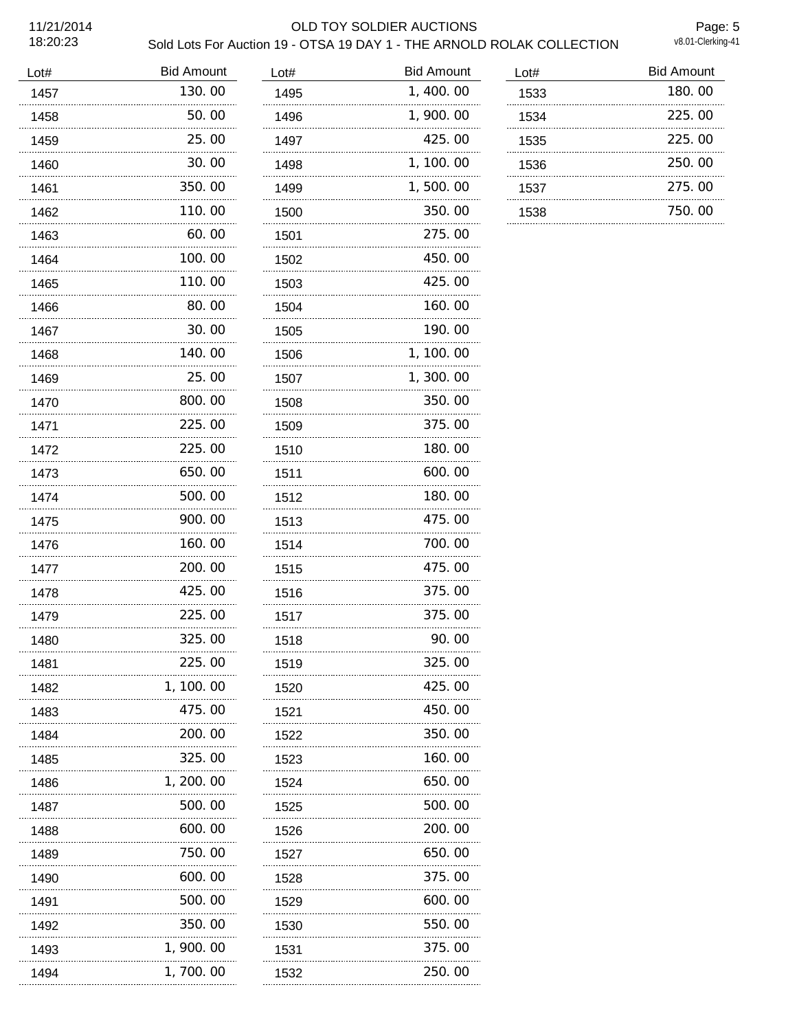# OLD TOY SOLDIER AUCTIONS

## Sold Lots For Auction 19 - OTSA 19 DAY 1 - THE ARNOLD ROLAK COLLECTION

11/21/2014
18:20:23

v8.01-Clerking-41

| Lot# | Bid Amount |
|---|---|
| 1457 | 130.00 |
| 1458 | 50.00 |
| 1459 | 25.00 |
| 1460 | 30.00 |
| 1461 | 350.00 |
| 1462 | 110.00 |
| 1463 | 60.00 |
| 1464 | 100.00 |
| 1465 | 110.00 |
| 1466 | 80.00 |
| 1467 | 30.00 |
| 1468 | 140.00 |
| 1469 | 25.00 |
| 1470 | 800.00 |
| 1471 | 225.00 |
| 1472 | 225.00 |
| 1473 | 650.00 |
| 1474 | 500.00 |
| 1475 | 900.00 |
| 1476 | 160.00 |
| 1477 | 200.00 |
| 1478 | 425.00 |
| 1479 | 225.00 |
| 1480 | 325.00 |
| 1481 | 225.00 |
| 1482 | 1,100.00 |
| 1483 | 475.00 |
| 1484 | 200.00 |
| 1485 | 325.00 |
| 1486 | 1,200.00 |
| 1487 | 500.00 |
| 1488 | 600.00 |
| 1489 | 750.00 |
| 1490 | 600.00 |
| 1491 | 500.00 |
| 1492 | 350.00 |
| 1493 | 1,900.00 |
| 1494 | 1,700.00 |
| 1495 | 1,400.00 |
| 1496 | 1,900.00 |
| 1497 | 425.00 |
| 1498 | 1,100.00 |
| 1499 | 1,500.00 |
| 1500 | 350.00 |
| 1501 | 275.00 |
| 1502 | 450.00 |
| 1503 | 425.00 |
| 1504 | 160.00 |
| 1505 | 190.00 |
| 1506 | 1,100.00 |
| 1507 | 1,300.00 |
| 1508 | 350.00 |
| 1509 | 375.00 |
| 1510 | 180.00 |
| 1511 | 600.00 |
| 1512 | 180.00 |
| 1513 | 475.00 |
| 1514 | 700.00 |
| 1515 | 475.00 |
| 1516 | 375.00 |
| 1517 | 375.00 |
| 1518 | 90.00 |
| 1519 | 325.00 |
| 1520 | 425.00 |
| 1521 | 450.00 |
| 1522 | 350.00 |
| 1523 | 160.00 |
| 1524 | 650.00 |
| 1525 | 500.00 |
| 1526 | 200.00 |
| 1527 | 650.00 |
| 1528 | 375.00 |
| 1529 | 600.00 |
| 1530 | 550.00 |
| 1531 | 375.00 |
| 1532 | 250.00 |
| 1533 | 180.00 |
| 1534 | 225.00 |
| 1535 | 225.00 |
| 1536 | 250.00 |
| 1537 | 275.00 |
| 1538 | 750.00 |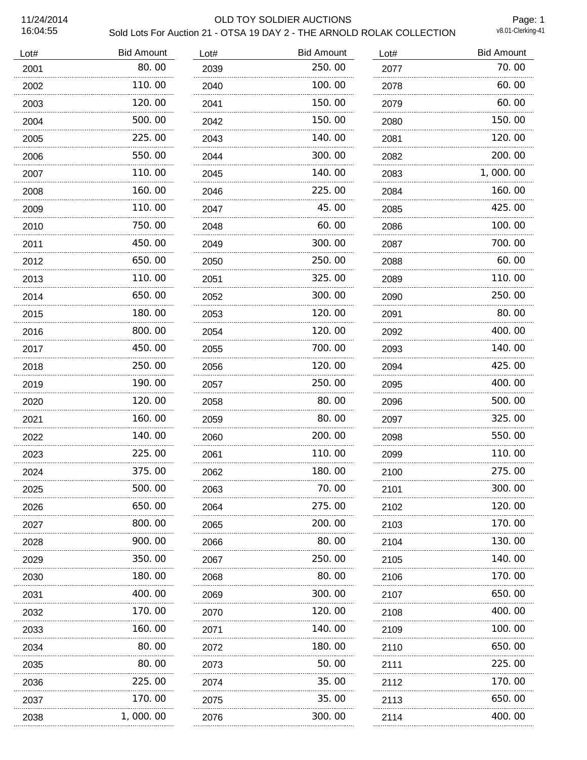# OLD TOY SOLDIER AUCTIONS

## Sold Lots For Auction 21 - OTSA 19 DAY 2 - THE ARNOLD ROLAK COLLECTION

11/24/2014 16:04:55

| Lot# | Bid Amount |
|---|---|
| 2001 | 80.00 |
| 2002 | 110.00 |
| 2003 | 120.00 |
| 2004 | 500.00 |
| 2005 | 225.00 |
| 2006 | 550.00 |
| 2007 | 110.00 |
| 2008 | 160.00 |
| 2009 | 110.00 |
| 2010 | 750.00 |
| 2011 | 450.00 |
| 2012 | 650.00 |
| 2013 | 110.00 |
| 2014 | 650.00 |
| 2015 | 180.00 |
| 2016 | 800.00 |
| 2017 | 450.00 |
| 2018 | 250.00 |
| 2019 | 190.00 |
| 2020 | 120.00 |
| 2021 | 160.00 |
| 2022 | 140.00 |
| 2023 | 225.00 |
| 2024 | 375.00 |
| 2025 | 500.00 |
| 2026 | 650.00 |
| 2027 | 800.00 |
| 2028 | 900.00 |
| 2029 | 350.00 |
| 2030 | 180.00 |
| 2031 | 400.00 |
| 2032 | 170.00 |
| 2033 | 160.00 |
| 2034 | 80.00 |
| 2035 | 80.00 |
| 2036 | 225.00 |
| 2037 | 170.00 |
| 2038 | 1,000.00 |
| 2039 | 250.00 |
| 2040 | 100.00 |
| 2041 | 150.00 |
| 2042 | 150.00 |
| 2043 | 140.00 |
| 2044 | 300.00 |
| 2045 | 140.00 |
| 2046 | 225.00 |
| 2047 | 45.00 |
| 2048 | 60.00 |
| 2049 | 300.00 |
| 2050 | 250.00 |
| 2051 | 325.00 |
| 2052 | 300.00 |
| 2053 | 120.00 |
| 2054 | 120.00 |
| 2055 | 700.00 |
| 2056 | 120.00 |
| 2057 | 250.00 |
| 2058 | 80.00 |
| 2059 | 80.00 |
| 2060 | 200.00 |
| 2061 | 110.00 |
| 2062 | 180.00 |
| 2063 | 70.00 |
| 2064 | 275.00 |
| 2065 | 200.00 |
| 2066 | 80.00 |
| 2067 | 250.00 |
| 2068 | 80.00 |
| 2069 | 300.00 |
| 2070 | 120.00 |
| 2071 | 140.00 |
| 2072 | 180.00 |
| 2073 | 50.00 |
| 2074 | 35.00 |
| 2075 | 35.00 |
| 2076 | 300.00 |
| 2077 | 70.00 |
| 2078 | 60.00 |
| 2079 | 60.00 |
| 2080 | 150.00 |
| 2081 | 120.00 |
| 2082 | 200.00 |
| 2083 | 1,000.00 |
| 2084 | 160.00 |
| 2085 | 425.00 |
| 2086 | 100.00 |
| 2087 | 700.00 |
| 2088 | 60.00 |
| 2089 | 110.00 |
| 2090 | 250.00 |
| 2091 | 80.00 |
| 2092 | 400.00 |
| 2093 | 140.00 |
| 2094 | 425.00 |
| 2095 | 400.00 |
| 2096 | 500.00 |
| 2097 | 325.00 |
| 2098 | 550.00 |
| 2099 | 110.00 |
| 2100 | 275.00 |
| 2101 | 300.00 |
| 2102 | 120.00 |
| 2103 | 170.00 |
| 2104 | 130.00 |
| 2105 | 140.00 |
| 2106 | 170.00 |
| 2107 | 650.00 |
| 2108 | 400.00 |
| 2109 | 100.00 |
| 2110 | 650.00 |
| 2111 | 225.00 |
| 2112 | 170.00 |
| 2113 | 650.00 |
| 2114 | 400.00 |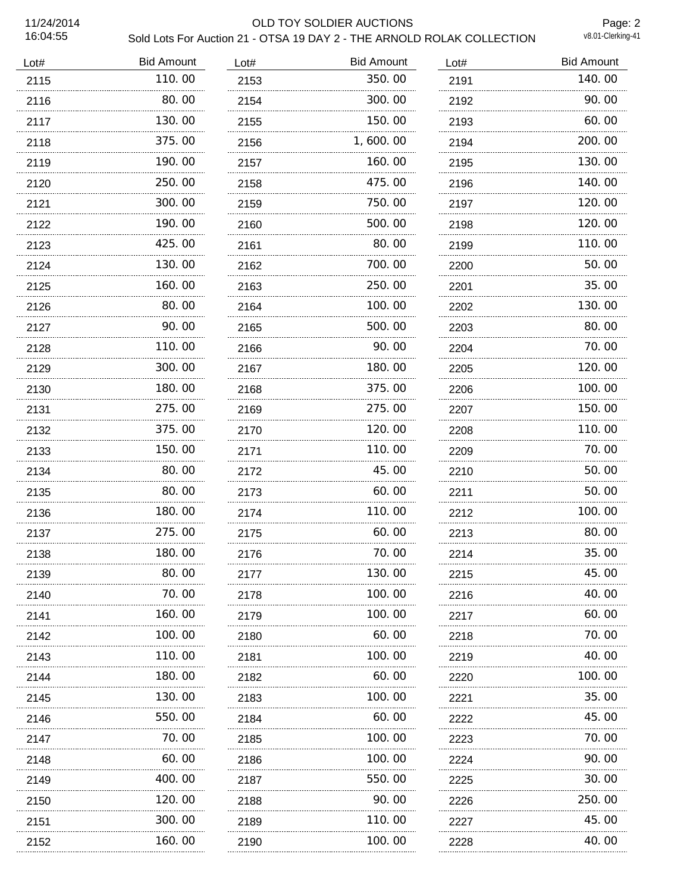| Lot# | Bid Amount | Lot# | Bid Amount | Lot# | Bid Amount |
|---|---|---|---|---|---|
| 2115 | 110.00 | 2153 | 350.00 | 2191 | 140.00 |
| 2116 | 80.00 | 2154 | 300.00 | 2192 | 90.00 |
| 2117 | 130.00 | 2155 | 150.00 | 2193 | 60.00 |
| 2118 | 375.00 | 2156 | 1,600.00 | 2194 | 200.00 |
| 2119 | 190.00 | 2157 | 160.00 | 2195 | 130.00 |
| 2120 | 250.00 | 2158 | 475.00 | 2196 | 140.00 |
| 2121 | 300.00 | 2159 | 750.00 | 2197 | 120.00 |
| 2122 | 190.00 | 2160 | 500.00 | 2198 | 120.00 |
| 2123 | 425.00 | 2161 | 80.00 | 2199 | 110.00 |
| 2124 | 130.00 | 2162 | 700.00 | 2200 | 50.00 |
| 2125 | 160.00 | 2163 | 250.00 | 2201 | 35.00 |
| 2126 | 80.00 | 2164 | 100.00 | 2202 | 130.00 |
| 2127 | 90.00 | 2165 | 500.00 | 2203 | 80.00 |
| 2128 | 110.00 | 2166 | 90.00 | 2204 | 70.00 |
| 2129 | 300.00 | 2167 | 180.00 | 2205 | 120.00 |
| 2130 | 180.00 | 2168 | 375.00 | 2206 | 100.00 |
| 2131 | 275.00 | 2169 | 275.00 | 2207 | 150.00 |
| 2132 | 375.00 | 2170 | 120.00 | 2208 | 110.00 |
| 2133 | 150.00 | 2171 | 110.00 | 2209 | 70.00 |
| 2134 | 80.00 | 2172 | 45.00 | 2210 | 50.00 |
| 2135 | 80.00 | 2173 | 60.00 | 2211 | 50.00 |
| 2136 | 180.00 | 2174 | 110.00 | 2212 | 100.00 |
| 2137 | 275.00 | 2175 | 60.00 | 2213 | 80.00 |
| 2138 | 180.00 | 2176 | 70.00 | 2214 | 35.00 |
| 2139 | 80.00 | 2177 | 130.00 | 2215 | 45.00 |
| 2140 | 70.00 | 2178 | 100.00 | 2216 | 40.00 |
| 2141 | 160.00 | 2179 | 100.00 | 2217 | 60.00 |
| 2142 | 100.00 | 2180 | 60.00 | 2218 | 70.00 |
| 2143 | 110.00 | 2181 | 100.00 | 2219 | 40.00 |
| 2144 | 180.00 | 2182 | 60.00 | 2220 | 100.00 |
| 2145 | 130.00 | 2183 | 100.00 | 2221 | 35.00 |
| 2146 | 550.00 | 2184 | 60.00 | 2222 | 45.00 |
| 2147 | 70.00 | 2185 | 100.00 | 2223 | 70.00 |
| 2148 | 60.00 | 2186 | 100.00 | 2224 | 90.00 |
| 2149 | 400.00 | 2187 | 550.00 | 2225 | 30.00 |
| 2150 | 120.00 | 2188 | 90.00 | 2226 | 250.00 |
| 2151 | 300.00 | 2189 | 110.00 | 2227 | 45.00 |
| 2152 | 160.00 | 2190 | 100.00 | 2228 | 40.00 |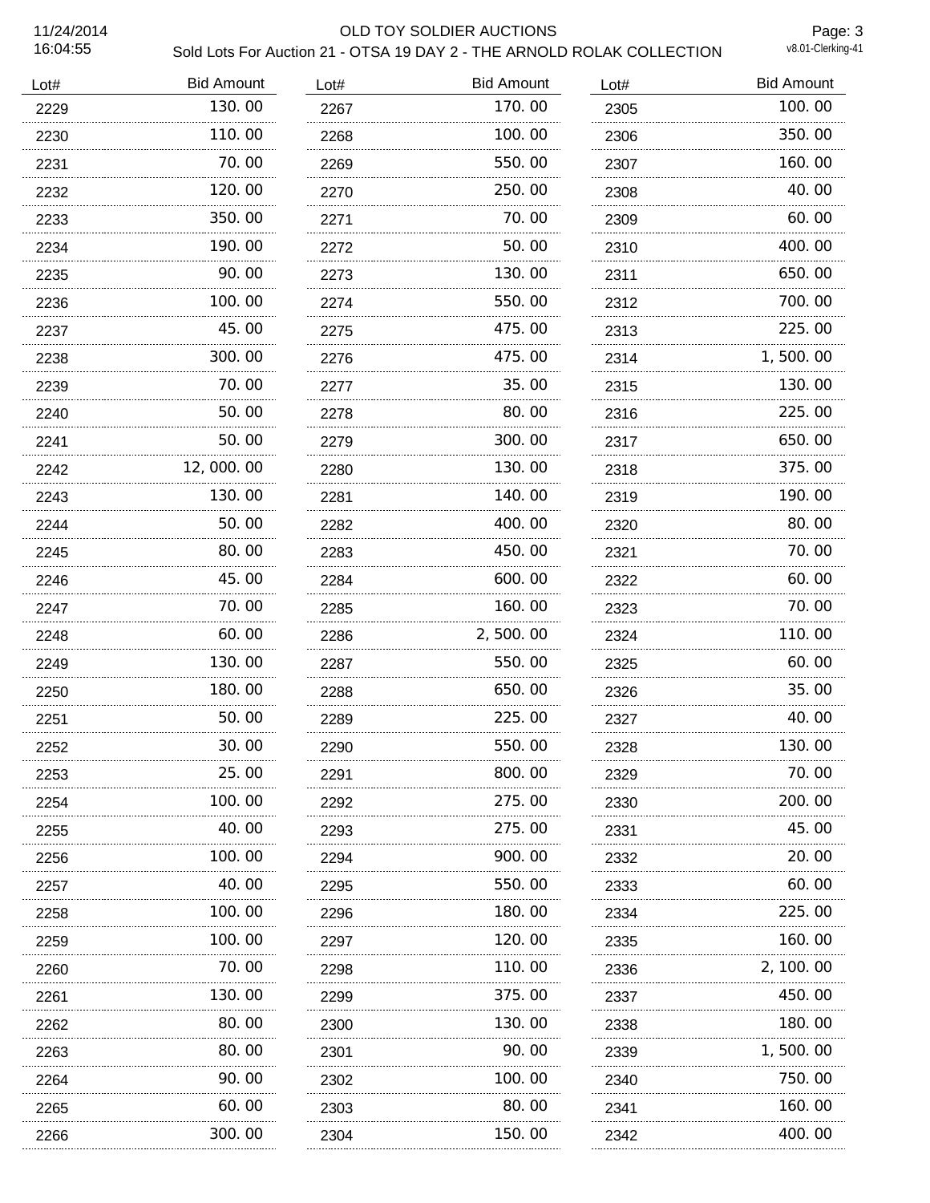# OLD TOY SOLDIER AUCTIONS

## Sold Lots For Auction 21 - OTSA 19 DAY 2 - THE ARNOLD ROLAK COLLECTION

11/24/2014 16:04:55

v8.01-Clerking-41

| Lot# | Bid Amount |
|---|---|
| 2229 | 130.00 |
| 2230 | 110.00 |
| 2231 | 70.00 |
| 2232 | 120.00 |
| 2233 | 350.00 |
| 2234 | 190.00 |
| 2235 | 90.00 |
| 2236 | 100.00 |
| 2237 | 45.00 |
| 2238 | 300.00 |
| 2239 | 70.00 |
| 2240 | 50.00 |
| 2241 | 50.00 |
| 2242 | 12,000.00 |
| 2243 | 130.00 |
| 2244 | 50.00 |
| 2245 | 80.00 |
| 2246 | 45.00 |
| 2247 | 70.00 |
| 2248 | 60.00 |
| 2249 | 130.00 |
| 2250 | 180.00 |
| 2251 | 50.00 |
| 2252 | 30.00 |
| 2253 | 25.00 |
| 2254 | 100.00 |
| 2255 | 40.00 |
| 2256 | 100.00 |
| 2257 | 40.00 |
| 2258 | 100.00 |
| 2259 | 100.00 |
| 2260 | 70.00 |
| 2261 | 130.00 |
| 2262 | 80.00 |
| 2263 | 80.00 |
| 2264 | 90.00 |
| 2265 | 60.00 |
| 2266 | 300.00 |
| 2267 | 170.00 |
| 2268 | 100.00 |
| 2269 | 550.00 |
| 2270 | 250.00 |
| 2271 | 70.00 |
| 2272 | 50.00 |
| 2273 | 130.00 |
| 2274 | 550.00 |
| 2275 | 475.00 |
| 2276 | 475.00 |
| 2277 | 35.00 |
| 2278 | 80.00 |
| 2279 | 300.00 |
| 2280 | 130.00 |
| 2281 | 140.00 |
| 2282 | 400.00 |
| 2283 | 450.00 |
| 2284 | 600.00 |
| 2285 | 160.00 |
| 2286 | 2,500.00 |
| 2287 | 550.00 |
| 2288 | 650.00 |
| 2289 | 225.00 |
| 2290 | 550.00 |
| 2291 | 800.00 |
| 2292 | 275.00 |
| 2293 | 275.00 |
| 2294 | 900.00 |
| 2295 | 550.00 |
| 2296 | 180.00 |
| 2297 | 120.00 |
| 2298 | 110.00 |
| 2299 | 375.00 |
| 2300 | 130.00 |
| 2301 | 90.00 |
| 2302 | 100.00 |
| 2303 | 80.00 |
| 2304 | 150.00 |
| 2305 | 100.00 |
| 2306 | 350.00 |
| 2307 | 160.00 |
| 2308 | 40.00 |
| 2309 | 60.00 |
| 2310 | 400.00 |
| 2311 | 650.00 |
| 2312 | 700.00 |
| 2313 | 225.00 |
| 2314 | 1,500.00 |
| 2315 | 130.00 |
| 2316 | 225.00 |
| 2317 | 650.00 |
| 2318 | 375.00 |
| 2319 | 190.00 |
| 2320 | 80.00 |
| 2321 | 70.00 |
| 2322 | 60.00 |
| 2323 | 70.00 |
| 2324 | 110.00 |
| 2325 | 60.00 |
| 2326 | 35.00 |
| 2327 | 40.00 |
| 2328 | 130.00 |
| 2329 | 70.00 |
| 2330 | 200.00 |
| 2331 | 45.00 |
| 2332 | 20.00 |
| 2333 | 60.00 |
| 2334 | 225.00 |
| 2335 | 160.00 |
| 2336 | 2,100.00 |
| 2337 | 450.00 |
| 2338 | 180.00 |
| 2339 | 1,500.00 |
| 2340 | 750.00 |
| 2341 | 160.00 |
| 2342 | 400.00 |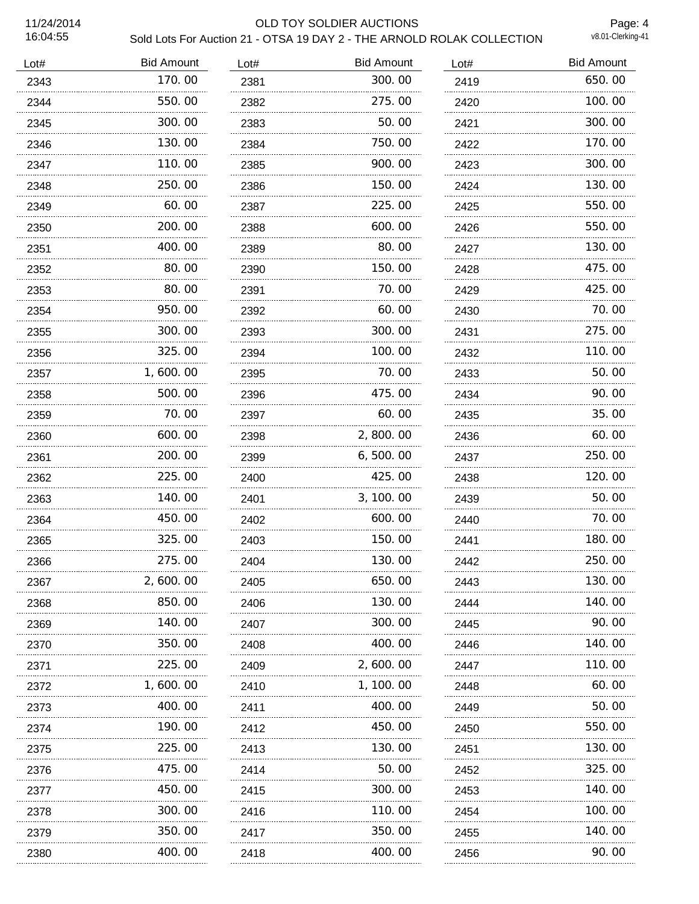# OLD TOY SOLDIER AUCTIONS

## Sold Lots For Auction 21 - OTSA 19 DAY 2 - THE ARNOLD ROLAK COLLECTION

11/24/2014 16:04:55

| Lot# | Bid Amount |
|---|---|
| 2343 | 170.00 |
| 2344 | 550.00 |
| 2345 | 300.00 |
| 2346 | 130.00 |
| 2347 | 110.00 |
| 2348 | 250.00 |
| 2349 | 60.00 |
| 2350 | 200.00 |
| 2351 | 400.00 |
| 2352 | 80.00 |
| 2353 | 80.00 |
| 2354 | 950.00 |
| 2355 | 300.00 |
| 2356 | 325.00 |
| 2357 | 1,600.00 |
| 2358 | 500.00 |
| 2359 | 70.00 |
| 2360 | 600.00 |
| 2361 | 200.00 |
| 2362 | 225.00 |
| 2363 | 140.00 |
| 2364 | 450.00 |
| 2365 | 325.00 |
| 2366 | 275.00 |
| 2367 | 2,600.00 |
| 2368 | 850.00 |
| 2369 | 140.00 |
| 2370 | 350.00 |
| 2371 | 225.00 |
| 2372 | 1,600.00 |
| 2373 | 400.00 |
| 2374 | 190.00 |
| 2375 | 225.00 |
| 2376 | 475.00 |
| 2377 | 450.00 |
| 2378 | 300.00 |
| 2379 | 350.00 |
| 2380 | 400.00 |
| 2381 | 300.00 |
| 2382 | 275.00 |
| 2383 | 50.00 |
| 2384 | 750.00 |
| 2385 | 900.00 |
| 2386 | 150.00 |
| 2387 | 225.00 |
| 2388 | 600.00 |
| 2389 | 80.00 |
| 2390 | 150.00 |
| 2391 | 70.00 |
| 2392 | 60.00 |
| 2393 | 300.00 |
| 2394 | 100.00 |
| 2395 | 70.00 |
| 2396 | 475.00 |
| 2397 | 60.00 |
| 2398 | 2,800.00 |
| 2399 | 6,500.00 |
| 2400 | 425.00 |
| 2401 | 3,100.00 |
| 2402 | 600.00 |
| 2403 | 150.00 |
| 2404 | 130.00 |
| 2405 | 650.00 |
| 2406 | 130.00 |
| 2407 | 300.00 |
| 2408 | 400.00 |
| 2409 | 2,600.00 |
| 2410 | 1,100.00 |
| 2411 | 400.00 |
| 2412 | 450.00 |
| 2413 | 130.00 |
| 2414 | 50.00 |
| 2415 | 300.00 |
| 2416 | 110.00 |
| 2417 | 350.00 |
| 2418 | 400.00 |
| 2419 | 650.00 |
| 2420 | 100.00 |
| 2421 | 300.00 |
| 2422 | 170.00 |
| 2423 | 300.00 |
| 2424 | 130.00 |
| 2425 | 550.00 |
| 2426 | 550.00 |
| 2427 | 130.00 |
| 2428 | 475.00 |
| 2429 | 425.00 |
| 2430 | 70.00 |
| 2431 | 275.00 |
| 2432 | 110.00 |
| 2433 | 50.00 |
| 2434 | 90.00 |
| 2435 | 35.00 |
| 2436 | 60.00 |
| 2437 | 250.00 |
| 2438 | 120.00 |
| 2439 | 50.00 |
| 2440 | 70.00 |
| 2441 | 180.00 |
| 2442 | 250.00 |
| 2443 | 130.00 |
| 2444 | 140.00 |
| 2445 | 90.00 |
| 2446 | 140.00 |
| 2447 | 110.00 |
| 2448 | 60.00 |
| 2449 | 50.00 |
| 2450 | 550.00 |
| 2451 | 130.00 |
| 2452 | 325.00 |
| 2453 | 140.00 |
| 2454 | 100.00 |
| 2455 | 140.00 |
| 2456 | 90.00 |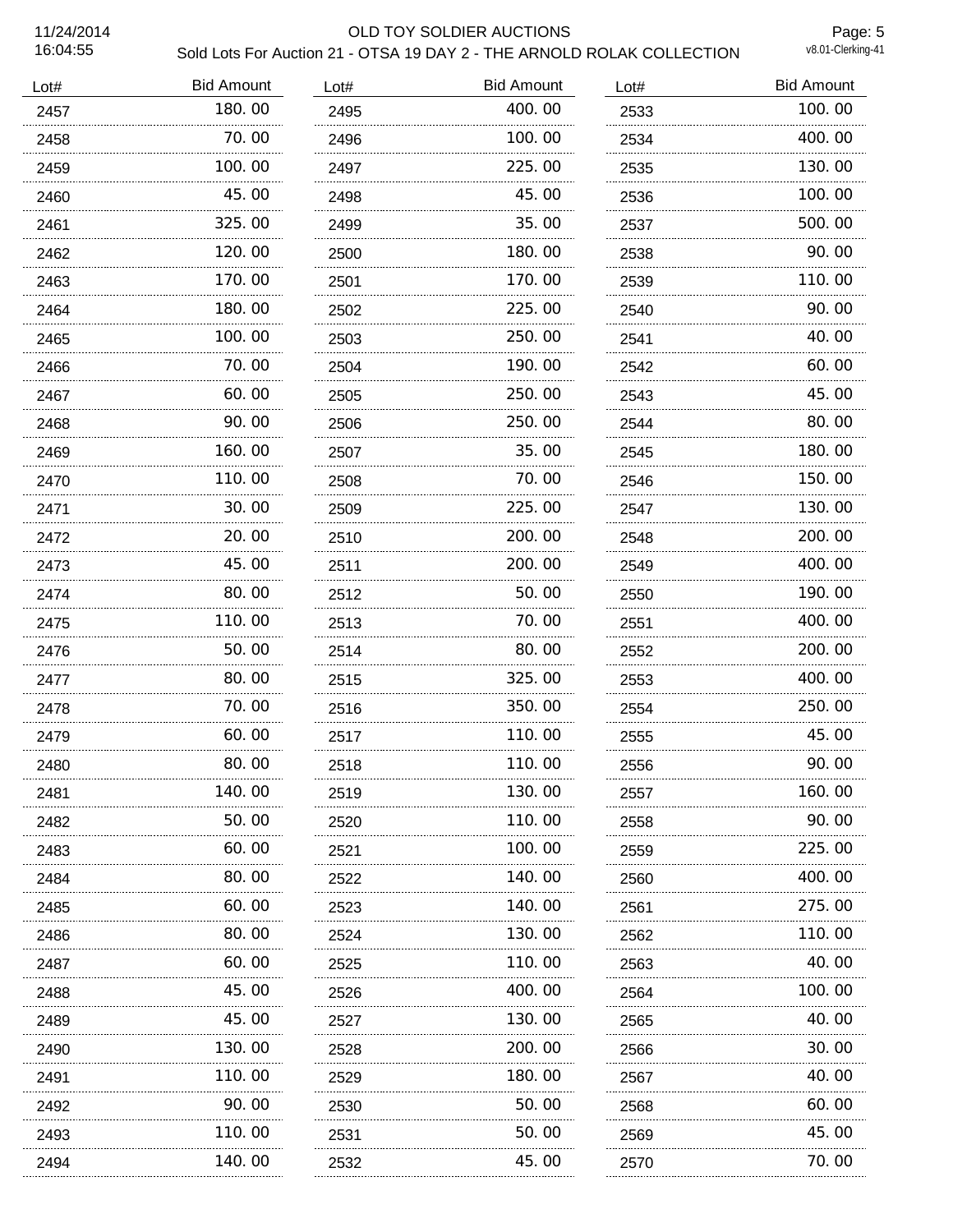# OLD TOY SOLDIER AUCTIONS

## Sold Lots For Auction 21 - OTSA 19 DAY 2 - THE ARNOLD ROLAK COLLECTION

11/24/2014 16:04:55

v8.01-Clerking-41

| Lot# | Bid Amount |
|---|---|
| 2457 | 180.00 |
| 2458 | 70.00 |
| 2459 | 100.00 |
| 2460 | 45.00 |
| 2461 | 325.00 |
| 2462 | 120.00 |
| 2463 | 170.00 |
| 2464 | 180.00 |
| 2465 | 100.00 |
| 2466 | 70.00 |
| 2467 | 60.00 |
| 2468 | 90.00 |
| 2469 | 160.00 |
| 2470 | 110.00 |
| 2471 | 30.00 |
| 2472 | 20.00 |
| 2473 | 45.00 |
| 2474 | 80.00 |
| 2475 | 110.00 |
| 2476 | 50.00 |
| 2477 | 80.00 |
| 2478 | 70.00 |
| 2479 | 60.00 |
| 2480 | 80.00 |
| 2481 | 140.00 |
| 2482 | 50.00 |
| 2483 | 60.00 |
| 2484 | 80.00 |
| 2485 | 60.00 |
| 2486 | 80.00 |
| 2487 | 60.00 |
| 2488 | 45.00 |
| 2489 | 45.00 |
| 2490 | 130.00 |
| 2491 | 110.00 |
| 2492 | 90.00 |
| 2493 | 110.00 |
| 2494 | 140.00 |
| 2495 | 400.00 |
| 2496 | 100.00 |
| 2497 | 225.00 |
| 2498 | 45.00 |
| 2499 | 35.00 |
| 2500 | 180.00 |
| 2501 | 170.00 |
| 2502 | 225.00 |
| 2503 | 250.00 |
| 2504 | 190.00 |
| 2505 | 250.00 |
| 2506 | 250.00 |
| 2507 | 35.00 |
| 2508 | 70.00 |
| 2509 | 225.00 |
| 2510 | 200.00 |
| 2511 | 200.00 |
| 2512 | 50.00 |
| 2513 | 70.00 |
| 2514 | 80.00 |
| 2515 | 325.00 |
| 2516 | 350.00 |
| 2517 | 110.00 |
| 2518 | 110.00 |
| 2519 | 130.00 |
| 2520 | 110.00 |
| 2521 | 100.00 |
| 2522 | 140.00 |
| 2523 | 140.00 |
| 2524 | 130.00 |
| 2525 | 110.00 |
| 2526 | 400.00 |
| 2527 | 130.00 |
| 2528 | 200.00 |
| 2529 | 180.00 |
| 2530 | 50.00 |
| 2531 | 50.00 |
| 2532 | 45.00 |
| 2533 | 100.00 |
| 2534 | 400.00 |
| 2535 | 130.00 |
| 2536 | 100.00 |
| 2537 | 500.00 |
| 2538 | 90.00 |
| 2539 | 110.00 |
| 2540 | 90.00 |
| 2541 | 40.00 |
| 2542 | 60.00 |
| 2543 | 45.00 |
| 2544 | 80.00 |
| 2545 | 180.00 |
| 2546 | 150.00 |
| 2547 | 130.00 |
| 2548 | 200.00 |
| 2549 | 400.00 |
| 2550 | 190.00 |
| 2551 | 400.00 |
| 2552 | 200.00 |
| 2553 | 400.00 |
| 2554 | 250.00 |
| 2555 | 45.00 |
| 2556 | 90.00 |
| 2557 | 160.00 |
| 2558 | 90.00 |
| 2559 | 225.00 |
| 2560 | 400.00 |
| 2561 | 275.00 |
| 2562 | 110.00 |
| 2563 | 40.00 |
| 2564 | 100.00 |
| 2565 | 40.00 |
| 2566 | 30.00 |
| 2567 | 40.00 |
| 2568 | 60.00 |
| 2569 | 45.00 |
| 2570 | 70.00 |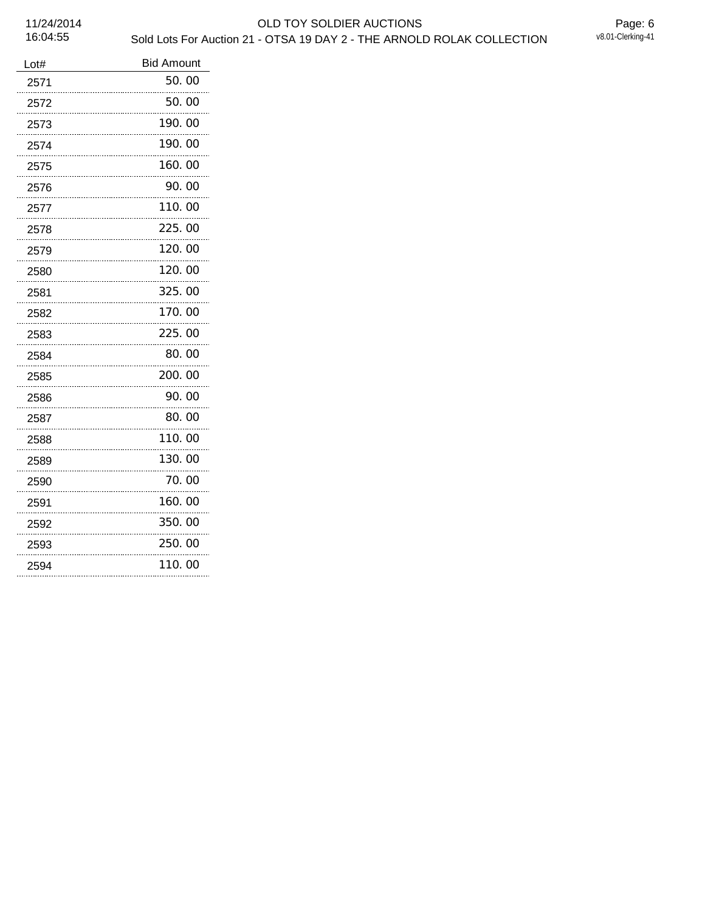| Lot# | Bid Amount |
|---|---|
| 2571 | 50.00 |
| 2572 | 50.00 |
| 2573 | 190.00 |
| 2574 | 190.00 |
| 2575 | 160.00 |
| 2576 | 90.00 |
| 2577 | 110.00 |
| 2578 | 225.00 |
| 2579 | 120.00 |
| 2580 | 120.00 |
| 2581 | 325.00 |
| 2582 | 170.00 |
| 2583 | 225.00 |
| 2584 | 80.00 |
| 2585 | 200.00 |
| 2586 | 90.00 |
| 2587 | 80.00 |
| 2588 | 110.00 |
| 2589 | 130.00 |
| 2590 | 70.00 |
| 2591 | 160.00 |
| 2592 | 350.00 |
| 2593 | 250.00 |
| 2594 | 110.00 |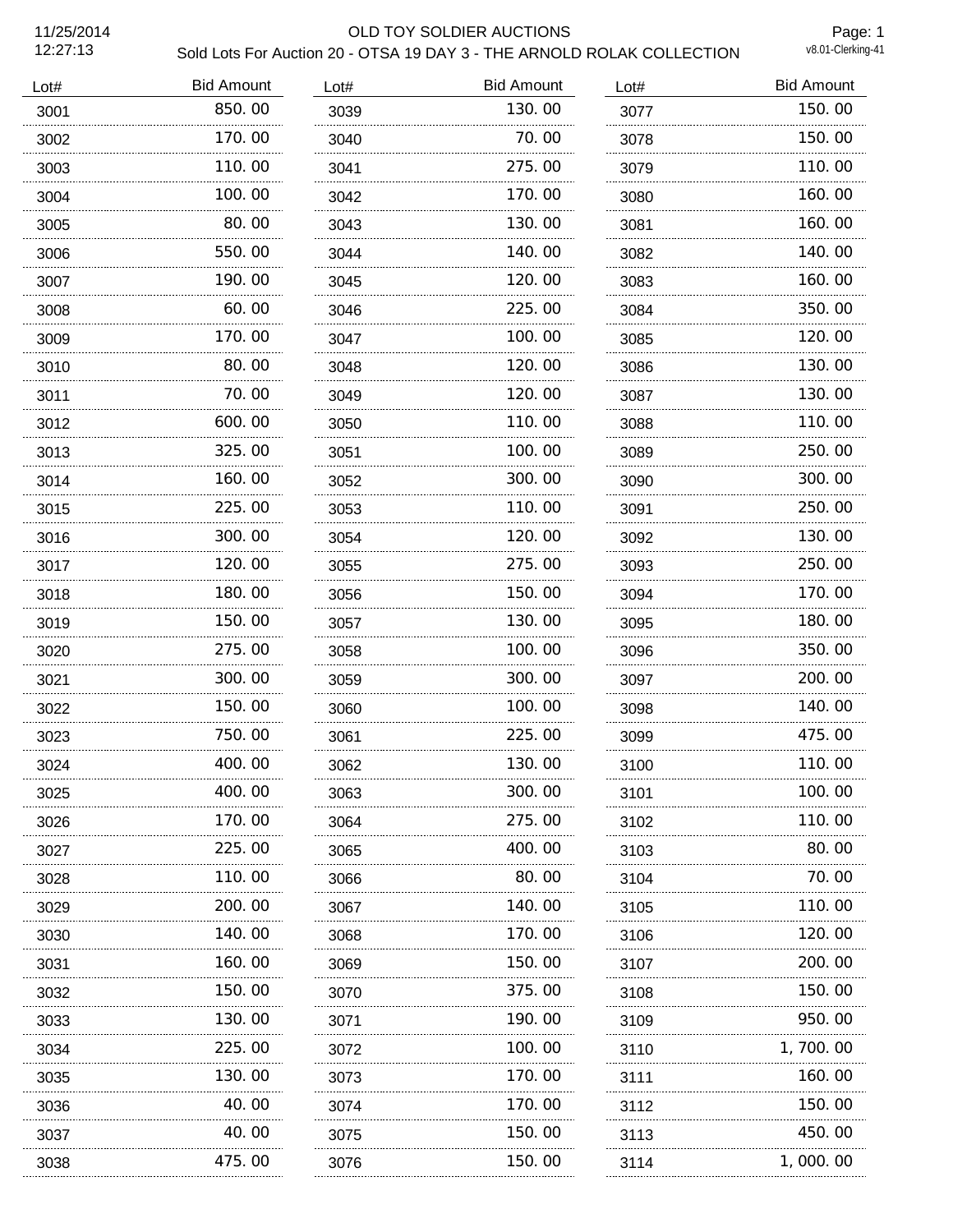# OLD TOY SOLDIER AUCTIONS

## Sold Lots For Auction 20 - OTSA 19 DAY 3 - THE ARNOLD ROLAK COLLECTION

11/25/2014
12:27:13

v8.01-Clerking-41

| Lot# | Bid Amount |
|---|---|
| 3001 | 850.00 |
| 3002 | 170.00 |
| 3003 | 110.00 |
| 3004 | 100.00 |
| 3005 | 80.00 |
| 3006 | 550.00 |
| 3007 | 190.00 |
| 3008 | 60.00 |
| 3009 | 170.00 |
| 3010 | 80.00 |
| 3011 | 70.00 |
| 3012 | 600.00 |
| 3013 | 325.00 |
| 3014 | 160.00 |
| 3015 | 225.00 |
| 3016 | 300.00 |
| 3017 | 120.00 |
| 3018 | 180.00 |
| 3019 | 150.00 |
| 3020 | 275.00 |
| 3021 | 300.00 |
| 3022 | 150.00 |
| 3023 | 750.00 |
| 3024 | 400.00 |
| 3025 | 400.00 |
| 3026 | 170.00 |
| 3027 | 225.00 |
| 3028 | 110.00 |
| 3029 | 200.00 |
| 3030 | 140.00 |
| 3031 | 160.00 |
| 3032 | 150.00 |
| 3033 | 130.00 |
| 3034 | 225.00 |
| 3035 | 130.00 |
| 3036 | 40.00 |
| 3037 | 40.00 |
| 3038 | 475.00 |
| 3039 | 130.00 |
| 3040 | 70.00 |
| 3041 | 275.00 |
| 3042 | 170.00 |
| 3043 | 130.00 |
| 3044 | 140.00 |
| 3045 | 120.00 |
| 3046 | 225.00 |
| 3047 | 100.00 |
| 3048 | 120.00 |
| 3049 | 120.00 |
| 3050 | 110.00 |
| 3051 | 100.00 |
| 3052 | 300.00 |
| 3053 | 110.00 |
| 3054 | 120.00 |
| 3055 | 275.00 |
| 3056 | 150.00 |
| 3057 | 130.00 |
| 3058 | 100.00 |
| 3059 | 300.00 |
| 3060 | 100.00 |
| 3061 | 225.00 |
| 3062 | 130.00 |
| 3063 | 300.00 |
| 3064 | 275.00 |
| 3065 | 400.00 |
| 3066 | 80.00 |
| 3067 | 140.00 |
| 3068 | 170.00 |
| 3069 | 150.00 |
| 3070 | 375.00 |
| 3071 | 190.00 |
| 3072 | 100.00 |
| 3073 | 170.00 |
| 3074 | 170.00 |
| 3075 | 150.00 |
| 3076 | 150.00 |
| 3077 | 150.00 |
| 3078 | 150.00 |
| 3079 | 110.00 |
| 3080 | 160.00 |
| 3081 | 160.00 |
| 3082 | 140.00 |
| 3083 | 160.00 |
| 3084 | 350.00 |
| 3085 | 120.00 |
| 3086 | 130.00 |
| 3087 | 130.00 |
| 3088 | 110.00 |
| 3089 | 250.00 |
| 3090 | 300.00 |
| 3091 | 250.00 |
| 3092 | 130.00 |
| 3093 | 250.00 |
| 3094 | 170.00 |
| 3095 | 180.00 |
| 3096 | 350.00 |
| 3097 | 200.00 |
| 3098 | 140.00 |
| 3099 | 475.00 |
| 3100 | 110.00 |
| 3101 | 100.00 |
| 3102 | 110.00 |
| 3103 | 80.00 |
| 3104 | 70.00 |
| 3105 | 110.00 |
| 3106 | 120.00 |
| 3107 | 200.00 |
| 3108 | 150.00 |
| 3109 | 950.00 |
| 3110 | 1,700.00 |
| 3111 | 160.00 |
| 3112 | 150.00 |
| 3113 | 450.00 |
| 3114 | 1,000.00 |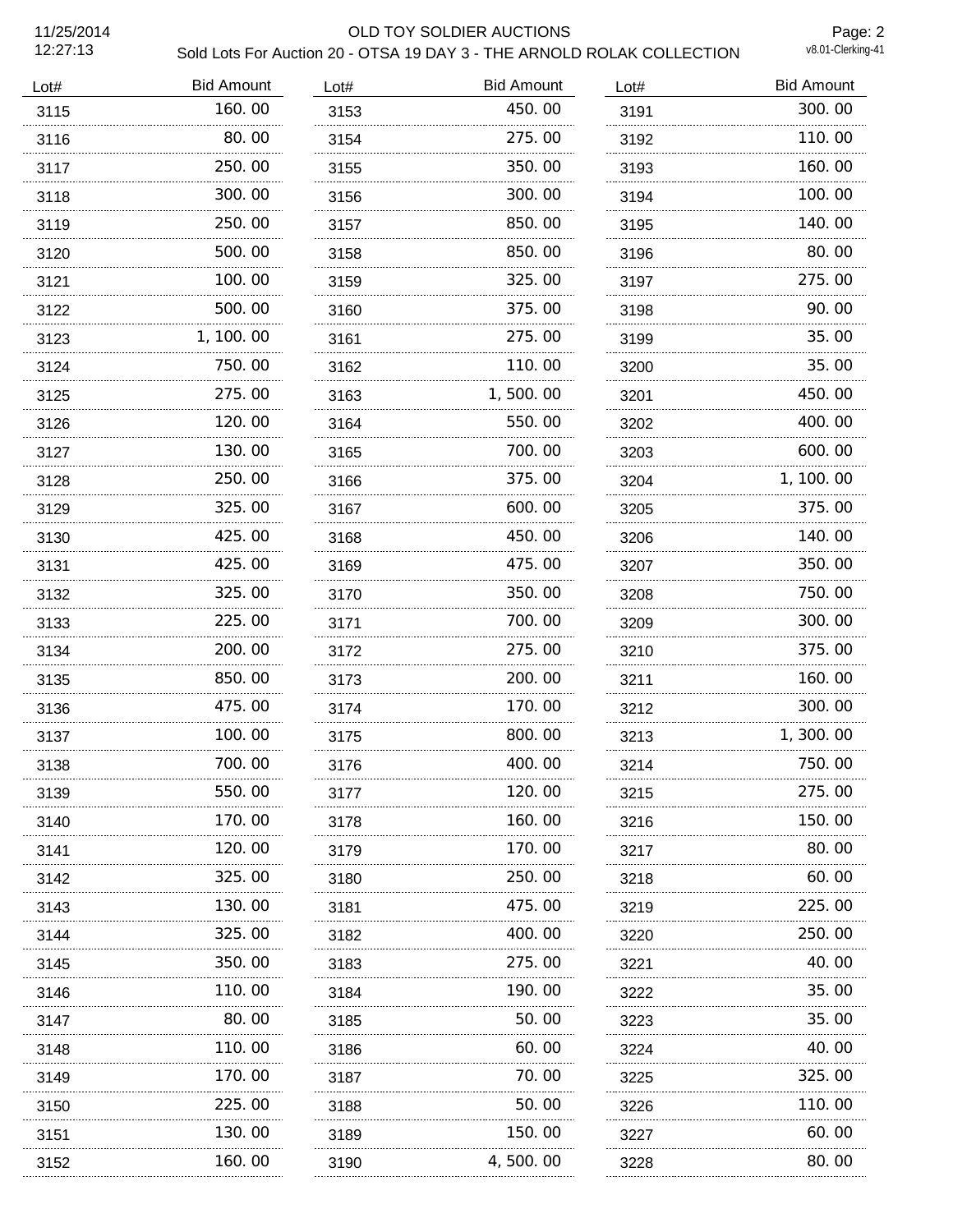| Lot# | Bid Amount |
|---|---|
| 3115 | 160.00 |
| 3116 | 80.00 |
| 3117 | 250.00 |
| 3118 | 300.00 |
| 3119 | 250.00 |
| 3120 | 500.00 |
| 3121 | 100.00 |
| 3122 | 500.00 |
| 3123 | 1,100.00 |
| 3124 | 750.00 |
| 3125 | 275.00 |
| 3126 | 120.00 |
| 3127 | 130.00 |
| 3128 | 250.00 |
| 3129 | 325.00 |
| 3130 | 425.00 |
| 3131 | 425.00 |
| 3132 | 325.00 |
| 3133 | 225.00 |
| 3134 | 200.00 |
| 3135 | 850.00 |
| 3136 | 475.00 |
| 3137 | 100.00 |
| 3138 | 700.00 |
| 3139 | 550.00 |
| 3140 | 170.00 |
| 3141 | 120.00 |
| 3142 | 325.00 |
| 3143 | 130.00 |
| 3144 | 325.00 |
| 3145 | 350.00 |
| 3146 | 110.00 |
| 3147 | 80.00 |
| 3148 | 110.00 |
| 3149 | 170.00 |
| 3150 | 225.00 |
| 3151 | 130.00 |
| 3152 | 160.00 |
| 3153 | 450.00 |
| 3154 | 275.00 |
| 3155 | 350.00 |
| 3156 | 300.00 |
| 3157 | 850.00 |
| 3158 | 850.00 |
| 3159 | 325.00 |
| 3160 | 375.00 |
| 3161 | 275.00 |
| 3162 | 110.00 |
| 3163 | 1,500.00 |
| 3164 | 550.00 |
| 3165 | 700.00 |
| 3166 | 375.00 |
| 3167 | 600.00 |
| 3168 | 450.00 |
| 3169 | 475.00 |
| 3170 | 350.00 |
| 3171 | 700.00 |
| 3172 | 275.00 |
| 3173 | 200.00 |
| 3174 | 170.00 |
| 3175 | 800.00 |
| 3176 | 400.00 |
| 3177 | 120.00 |
| 3178 | 160.00 |
| 3179 | 170.00 |
| 3180 | 250.00 |
| 3181 | 475.00 |
| 3182 | 400.00 |
| 3183 | 275.00 |
| 3184 | 190.00 |
| 3185 | 50.00 |
| 3186 | 60.00 |
| 3187 | 70.00 |
| 3188 | 50.00 |
| 3189 | 150.00 |
| 3190 | 4,500.00 |
| 3191 | 300.00 |
| 3192 | 110.00 |
| 3193 | 160.00 |
| 3194 | 100.00 |
| 3195 | 140.00 |
| 3196 | 80.00 |
| 3197 | 275.00 |
| 3198 | 90.00 |
| 3199 | 35.00 |
| 3200 | 35.00 |
| 3201 | 450.00 |
| 3202 | 400.00 |
| 3203 | 600.00 |
| 3204 | 1,100.00 |
| 3205 | 375.00 |
| 3206 | 140.00 |
| 3207 | 350.00 |
| 3208 | 750.00 |
| 3209 | 300.00 |
| 3210 | 375.00 |
| 3211 | 160.00 |
| 3212 | 300.00 |
| 3213 | 1,300.00 |
| 3214 | 750.00 |
| 3215 | 275.00 |
| 3216 | 150.00 |
| 3217 | 80.00 |
| 3218 | 60.00 |
| 3219 | 225.00 |
| 3220 | 250.00 |
| 3221 | 40.00 |
| 3222 | 35.00 |
| 3223 | 35.00 |
| 3224 | 40.00 |
| 3225 | 325.00 |
| 3226 | 110.00 |
| 3227 | 60.00 |
| 3228 | 80.00 |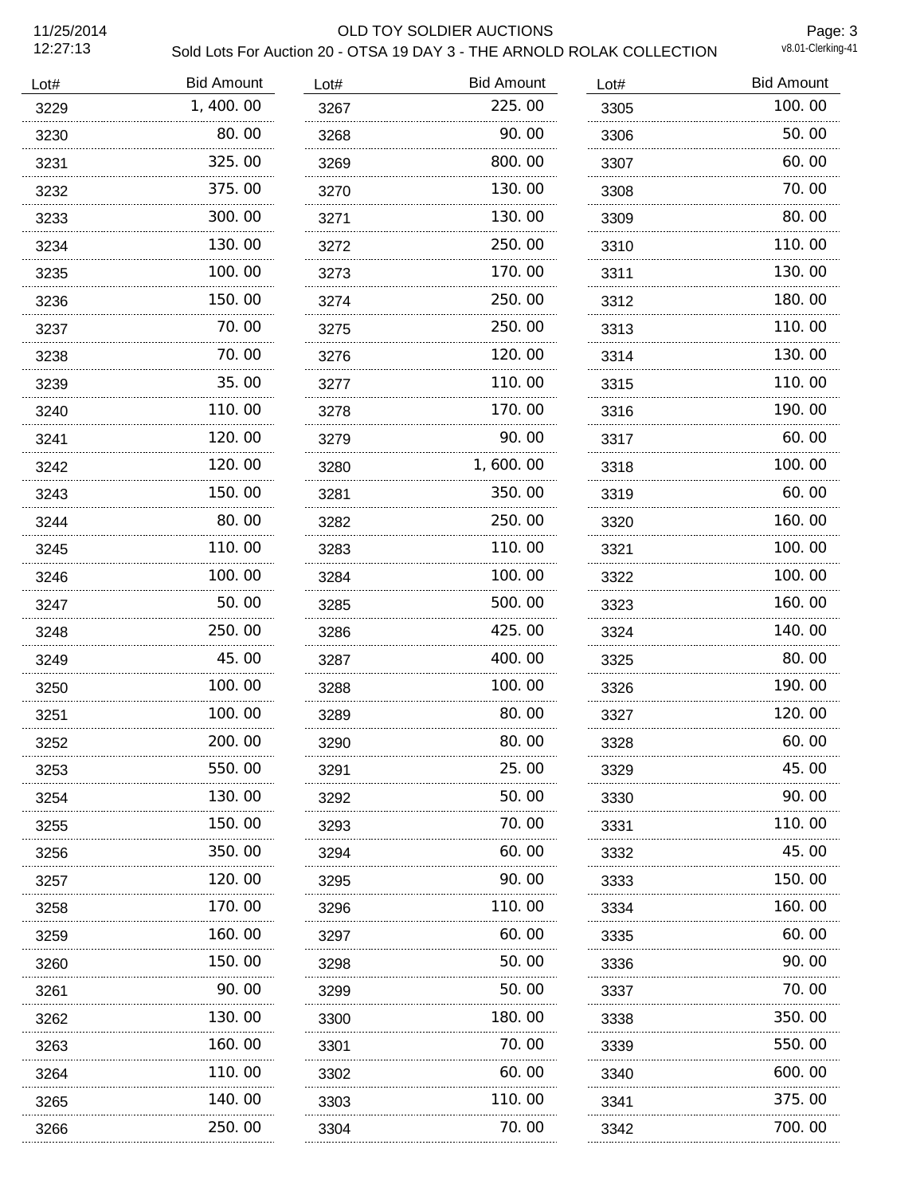# OLD TOY SOLDIER AUCTIONS

## Sold Lots For Auction 20 - OTSA 19 DAY 3 - THE ARNOLD ROLAK COLLECTION

| Lot# | Bid Amount |
|---|---|
| 3229 | 1, 400. 00 |
| 3230 | 80. 00 |
| 3231 | 325. 00 |
| 3232 | 375. 00 |
| 3233 | 300. 00 |
| 3234 | 130. 00 |
| 3235 | 100. 00 |
| 3236 | 150. 00 |
| 3237 | 70. 00 |
| 3238 | 70. 00 |
| 3239 | 35. 00 |
| 3240 | 110. 00 |
| 3241 | 120. 00 |
| 3242 | 120. 00 |
| 3243 | 150. 00 |
| 3244 | 80. 00 |
| 3245 | 110. 00 |
| 3246 | 100. 00 |
| 3247 | 50. 00 |
| 3248 | 250. 00 |
| 3249 | 45. 00 |
| 3250 | 100. 00 |
| 3251 | 100. 00 |
| 3252 | 200. 00 |
| 3253 | 550. 00 |
| 3254 | 130. 00 |
| 3255 | 150. 00 |
| 3256 | 350. 00 |
| 3257 | 120. 00 |
| 3258 | 170. 00 |
| 3259 | 160. 00 |
| 3260 | 150. 00 |
| 3261 | 90. 00 |
| 3262 | 130. 00 |
| 3263 | 160. 00 |
| 3264 | 110. 00 |
| 3265 | 140. 00 |
| 3266 | 250. 00 |
| 3267 | 225. 00 |
| 3268 | 90. 00 |
| 3269 | 800. 00 |
| 3270 | 130. 00 |
| 3271 | 130. 00 |
| 3272 | 250. 00 |
| 3273 | 170. 00 |
| 3274 | 250. 00 |
| 3275 | 250. 00 |
| 3276 | 120. 00 |
| 3277 | 110. 00 |
| 3278 | 170. 00 |
| 3279 | 90. 00 |
| 3280 | 1, 600. 00 |
| 3281 | 350. 00 |
| 3282 | 250. 00 |
| 3283 | 110. 00 |
| 3284 | 100. 00 |
| 3285 | 500. 00 |
| 3286 | 425. 00 |
| 3287 | 400. 00 |
| 3288 | 100. 00 |
| 3289 | 80. 00 |
| 3290 | 80. 00 |
| 3291 | 25. 00 |
| 3292 | 50. 00 |
| 3293 | 70. 00 |
| 3294 | 60. 00 |
| 3295 | 90. 00 |
| 3296 | 110. 00 |
| 3297 | 60. 00 |
| 3298 | 50. 00 |
| 3299 | 50. 00 |
| 3300 | 180. 00 |
| 3301 | 70. 00 |
| 3302 | 60. 00 |
| 3303 | 110. 00 |
| 3304 | 70. 00 |
| 3305 | 100. 00 |
| 3306 | 50. 00 |
| 3307 | 60. 00 |
| 3308 | 70. 00 |
| 3309 | 80. 00 |
| 3310 | 110. 00 |
| 3311 | 130. 00 |
| 3312 | 180. 00 |
| 3313 | 110. 00 |
| 3314 | 130. 00 |
| 3315 | 110. 00 |
| 3316 | 190. 00 |
| 3317 | 60. 00 |
| 3318 | 100. 00 |
| 3319 | 60. 00 |
| 3320 | 160. 00 |
| 3321 | 100. 00 |
| 3322 | 100. 00 |
| 3323 | 160. 00 |
| 3324 | 140. 00 |
| 3325 | 80. 00 |
| 3326 | 190. 00 |
| 3327 | 120. 00 |
| 3328 | 60. 00 |
| 3329 | 45. 00 |
| 3330 | 90. 00 |
| 3331 | 110. 00 |
| 3332 | 45. 00 |
| 3333 | 150. 00 |
| 3334 | 160. 00 |
| 3335 | 60. 00 |
| 3336 | 90. 00 |
| 3337 | 70. 00 |
| 3338 | 350. 00 |
| 3339 | 550. 00 |
| 3340 | 600. 00 |
| 3341 | 375. 00 |
| 3342 | 700. 00 |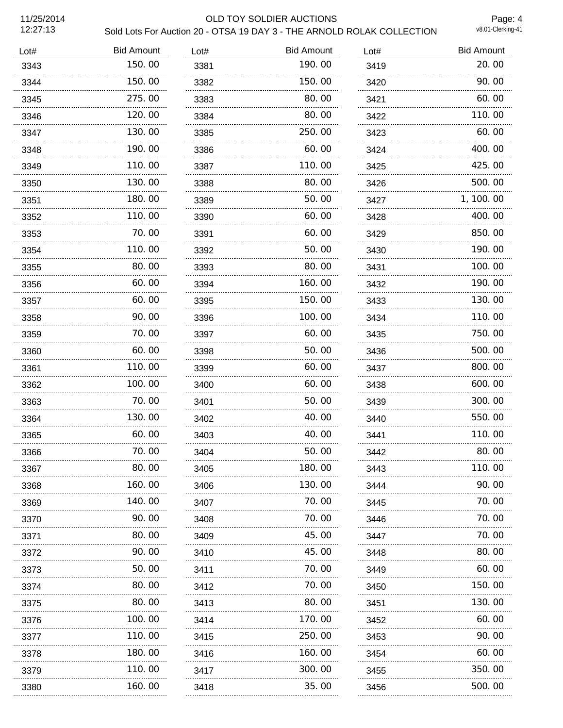# OLD TOY SOLDIER AUCTIONS

## Sold Lots For Auction 20 - OTSA 19 DAY 3 - THE ARNOLD ROLAK COLLECTION

| Lot# | Bid Amount | Lot# | Bid Amount | Lot# | Bid Amount |
|---|---|---|---|---|---|
| 3343 | 150.00 | 3381 | 190.00 | 3419 | 20.00 |
| 3344 | 150.00 | 3382 | 150.00 | 3420 | 90.00 |
| 3345 | 275.00 | 3383 | 80.00 | 3421 | 60.00 |
| 3346 | 120.00 | 3384 | 80.00 | 3422 | 110.00 |
| 3347 | 130.00 | 3385 | 250.00 | 3423 | 60.00 |
| 3348 | 190.00 | 3386 | 60.00 | 3424 | 400.00 |
| 3349 | 110.00 | 3387 | 110.00 | 3425 | 425.00 |
| 3350 | 130.00 | 3388 | 80.00 | 3426 | 500.00 |
| 3351 | 180.00 | 3389 | 50.00 | 3427 | 1,100.00 |
| 3352 | 110.00 | 3390 | 60.00 | 3428 | 400.00 |
| 3353 | 70.00 | 3391 | 60.00 | 3429 | 850.00 |
| 3354 | 110.00 | 3392 | 50.00 | 3430 | 190.00 |
| 3355 | 80.00 | 3393 | 80.00 | 3431 | 100.00 |
| 3356 | 60.00 | 3394 | 160.00 | 3432 | 190.00 |
| 3357 | 60.00 | 3395 | 150.00 | 3433 | 130.00 |
| 3358 | 90.00 | 3396 | 100.00 | 3434 | 110.00 |
| 3359 | 70.00 | 3397 | 60.00 | 3435 | 750.00 |
| 3360 | 60.00 | 3398 | 50.00 | 3436 | 500.00 |
| 3361 | 110.00 | 3399 | 60.00 | 3437 | 800.00 |
| 3362 | 100.00 | 3400 | 60.00 | 3438 | 600.00 |
| 3363 | 70.00 | 3401 | 50.00 | 3439 | 300.00 |
| 3364 | 130.00 | 3402 | 40.00 | 3440 | 550.00 |
| 3365 | 60.00 | 3403 | 40.00 | 3441 | 110.00 |
| 3366 | 70.00 | 3404 | 50.00 | 3442 | 80.00 |
| 3367 | 80.00 | 3405 | 180.00 | 3443 | 110.00 |
| 3368 | 160.00 | 3406 | 130.00 | 3444 | 90.00 |
| 3369 | 140.00 | 3407 | 70.00 | 3445 | 70.00 |
| 3370 | 90.00 | 3408 | 70.00 | 3446 | 70.00 |
| 3371 | 80.00 | 3409 | 45.00 | 3447 | 70.00 |
| 3372 | 90.00 | 3410 | 45.00 | 3448 | 80.00 |
| 3373 | 50.00 | 3411 | 70.00 | 3449 | 60.00 |
| 3374 | 80.00 | 3412 | 70.00 | 3450 | 150.00 |
| 3375 | 80.00 | 3413 | 80.00 | 3451 | 130.00 |
| 3376 | 100.00 | 3414 | 170.00 | 3452 | 60.00 |
| 3377 | 110.00 | 3415 | 250.00 | 3453 | 90.00 |
| 3378 | 180.00 | 3416 | 160.00 | 3454 | 60.00 |
| 3379 | 110.00 | 3417 | 300.00 | 3455 | 350.00 |
| 3380 | 160.00 | 3418 | 35.00 | 3456 | 500.00 |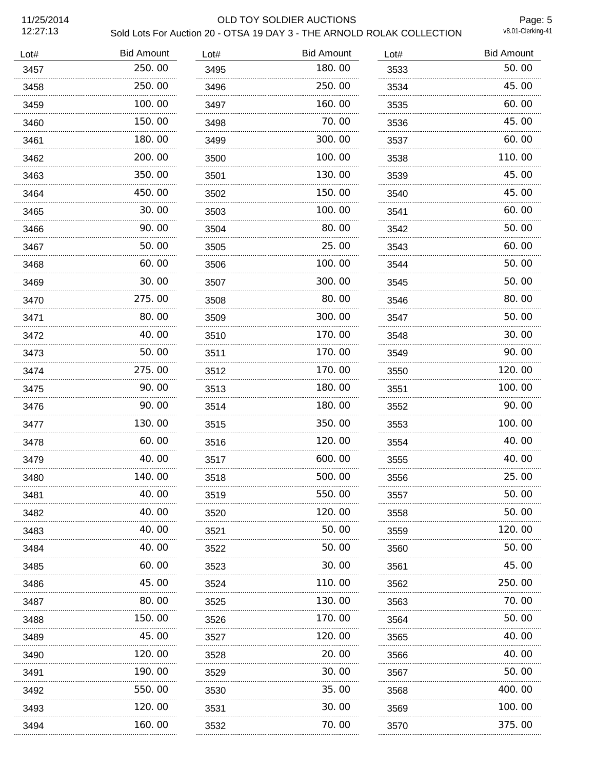# OLD TOY SOLDIER AUCTIONS

## Sold Lots For Auction 20 - OTSA 19 DAY 3 - THE ARNOLD ROLAK COLLECTION

| Lot# | Bid Amount |
|---|---|
| 3457 | 250.00 |
| 3458 | 250.00 |
| 3459 | 100.00 |
| 3460 | 150.00 |
| 3461 | 180.00 |
| 3462 | 200.00 |
| 3463 | 350.00 |
| 3464 | 450.00 |
| 3465 | 30.00 |
| 3466 | 90.00 |
| 3467 | 50.00 |
| 3468 | 60.00 |
| 3469 | 30.00 |
| 3470 | 275.00 |
| 3471 | 80.00 |
| 3472 | 40.00 |
| 3473 | 50.00 |
| 3474 | 275.00 |
| 3475 | 90.00 |
| 3476 | 90.00 |
| 3477 | 130.00 |
| 3478 | 60.00 |
| 3479 | 40.00 |
| 3480 | 140.00 |
| 3481 | 40.00 |
| 3482 | 40.00 |
| 3483 | 40.00 |
| 3484 | 40.00 |
| 3485 | 60.00 |
| 3486 | 45.00 |
| 3487 | 80.00 |
| 3488 | 150.00 |
| 3489 | 45.00 |
| 3490 | 120.00 |
| 3491 | 190.00 |
| 3492 | 550.00 |
| 3493 | 120.00 |
| 3494 | 160.00 |
| 3495 | 180.00 |
| 3496 | 250.00 |
| 3497 | 160.00 |
| 3498 | 70.00 |
| 3499 | 300.00 |
| 3500 | 100.00 |
| 3501 | 130.00 |
| 3502 | 150.00 |
| 3503 | 100.00 |
| 3504 | 80.00 |
| 3505 | 25.00 |
| 3506 | 100.00 |
| 3507 | 300.00 |
| 3508 | 80.00 |
| 3509 | 300.00 |
| 3510 | 170.00 |
| 3511 | 170.00 |
| 3512 | 170.00 |
| 3513 | 180.00 |
| 3514 | 180.00 |
| 3515 | 350.00 |
| 3516 | 120.00 |
| 3517 | 600.00 |
| 3518 | 500.00 |
| 3519 | 550.00 |
| 3520 | 120.00 |
| 3521 | 50.00 |
| 3522 | 50.00 |
| 3523 | 30.00 |
| 3524 | 110.00 |
| 3525 | 130.00 |
| 3526 | 170.00 |
| 3527 | 120.00 |
| 3528 | 20.00 |
| 3529 | 30.00 |
| 3530 | 35.00 |
| 3531 | 30.00 |
| 3532 | 70.00 |
| 3533 | 50.00 |
| 3534 | 45.00 |
| 3535 | 60.00 |
| 3536 | 45.00 |
| 3537 | 60.00 |
| 3538 | 110.00 |
| 3539 | 45.00 |
| 3540 | 45.00 |
| 3541 | 60.00 |
| 3542 | 50.00 |
| 3543 | 60.00 |
| 3544 | 50.00 |
| 3545 | 50.00 |
| 3546 | 80.00 |
| 3547 | 50.00 |
| 3548 | 30.00 |
| 3549 | 90.00 |
| 3550 | 120.00 |
| 3551 | 100.00 |
| 3552 | 90.00 |
| 3553 | 100.00 |
| 3554 | 40.00 |
| 3555 | 40.00 |
| 3556 | 25.00 |
| 3557 | 50.00 |
| 3558 | 50.00 |
| 3559 | 120.00 |
| 3560 | 50.00 |
| 3561 | 45.00 |
| 3562 | 250.00 |
| 3563 | 70.00 |
| 3564 | 50.00 |
| 3565 | 40.00 |
| 3566 | 40.00 |
| 3567 | 50.00 |
| 3568 | 400.00 |
| 3569 | 100.00 |
| 3570 | 375.00 |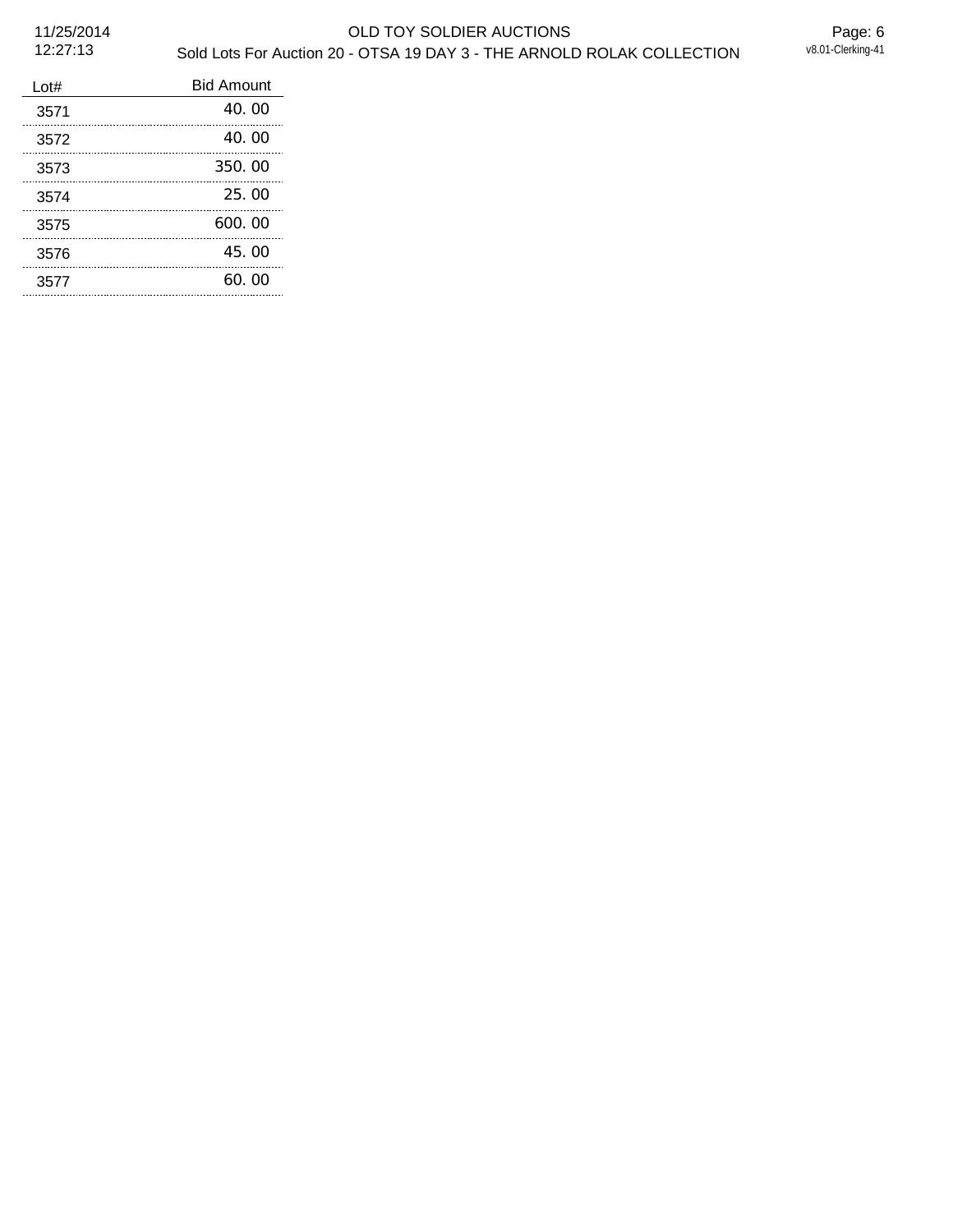| Lot# | Bid Amount |
| --- | --- |
| 3571 | 40. 00 |
| 3572 | 40. 00 |
| 3573 | 350. 00 |
| 3574 | 25. 00 |
| 3575 | 600. 00 |
| 3576 | 45. 00 |
| 3577 | 60. 00 |